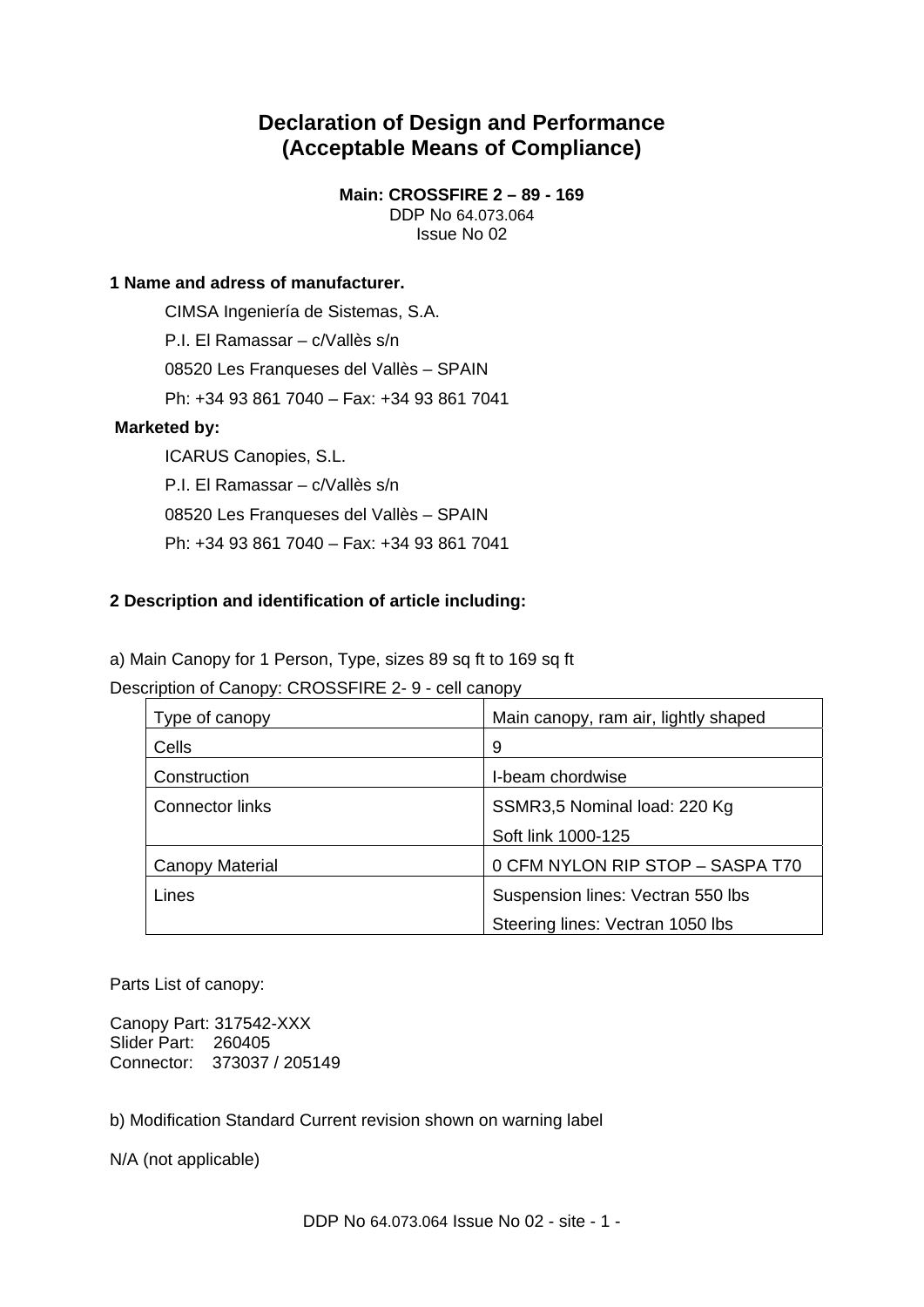# Declaration of Design and Performance
# (Acceptable Means of Compliance)

**Main: CROSSFIRE 2 – 89 - 169**
DDP No 64.073.064
Issue No 02

**1 Name and adress of manufacturer.**

CIMSA Ingeniería de Sistemas, S.A.
P.I. El Ramassar – c/Vallès s/n
08520 Les Franqueses del Vallès – SPAIN
Ph: +34 93 861 7040 – Fax: +34 93 861 7041

**Marketed by:**

ICARUS Canopies, S.L.
P.I. El Ramassar – c/Vallès s/n
08520 Les Franqueses del Vallès – SPAIN
Ph: +34 93 861 7040 – Fax: +34 93 861 7041

**2 Description and identification of article including:**

a) Main Canopy for 1 Person, Type, sizes 89 sq ft to 169 sq ft

Description of Canopy: CROSSFIRE 2- 9 - cell canopy

| Type of canopy | Main canopy, ram air, lightly shaped |
|---|---|
| Cells | 9 |
| Construction | I-beam chordwise |
| Connector links | SSMR3,5 Nominal load: 220 Kg<br>Soft link 1000-125 |
| Canopy Material | 0 CFM NYLON RIP STOP – SASPA T70 |
| Lines | Suspension lines: Vectran 550 lbs<br>Steering lines: Vectran 1050 lbs |

Parts List of canopy:

Canopy Part: 317542-XXX
Slider Part: 260405
Connector: 373037 / 205149

b) Modification Standard Current revision shown on warning label

N/A (not applicable)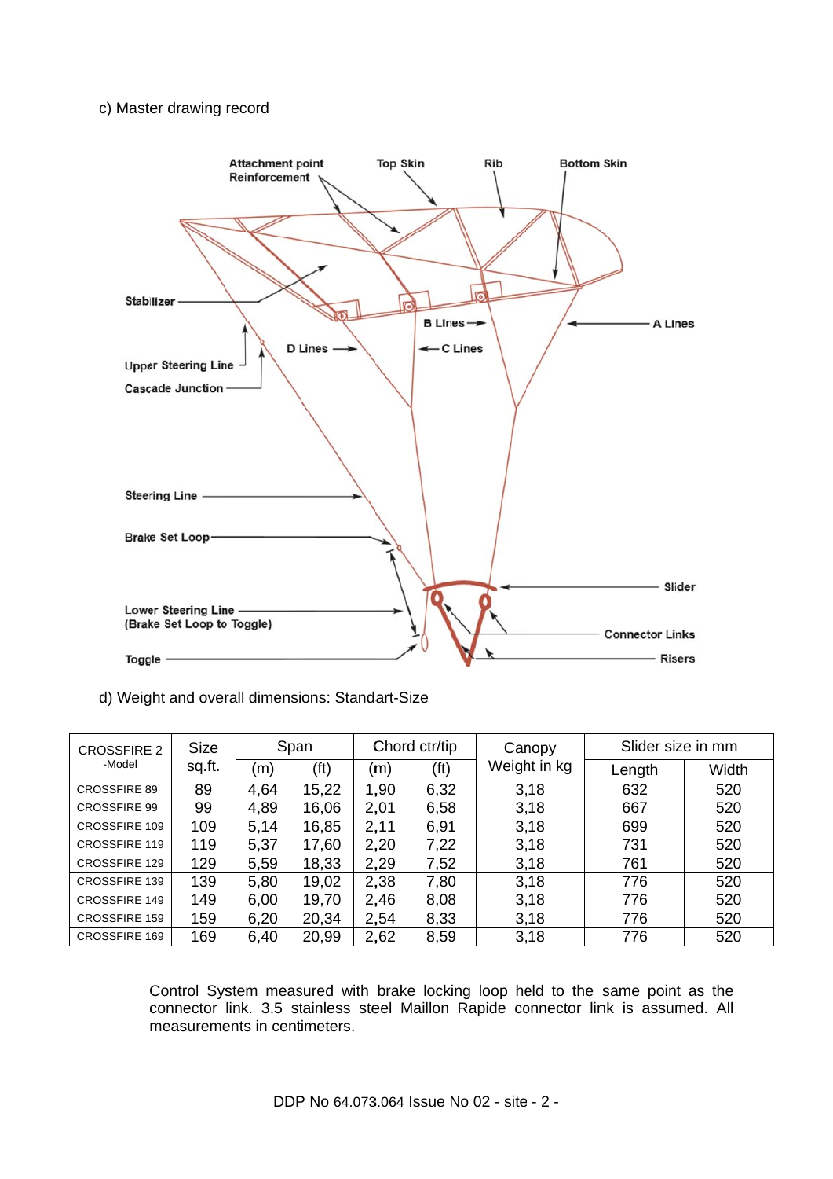c) Master drawing record

Attachment point Reinforcement
Top Skin
Rib
Bottom Skin
Stabilizer
B Lines
A Lines
D Lines
C Lines
Upper Steering Line
Cascade Junction
Steering Line
Brake Set Loop
Slider
Lower Steering Line (Brake Set Loop to Toggle)
Connector Links
Toggle
Risers

d) Weight and overall dimensions: Standart-Size

| CROSSFIRE 2 -Model | Size sq.ft. | Span | | Chord ctr/tip | | Canopy Weight in kg | Slider size in mm | |
|---|---|---|---|---|---|---|---|---|
| | | (m) | (ft) | (m) | (ft) | | Length | Width |
| CROSSFIRE 89 | 89 | 4,64 | 15,22 | 1,90 | 6,32 | 3,18 | 632 | 520 |
| CROSSFIRE 99 | 99 | 4,89 | 16,06 | 2,01 | 6,58 | 3,18 | 667 | 520 |
| CROSSFIRE 109 | 109 | 5,14 | 16,85 | 2,11 | 6,91 | 3,18 | 699 | 520 |
| CROSSFIRE 119 | 119 | 5,37 | 17,60 | 2,20 | 7,22 | 3,18 | 731 | 520 |
| CROSSFIRE 129 | 129 | 5,59 | 18,33 | 2,29 | 7,52 | 3,18 | 761 | 520 |
| CROSSFIRE 139 | 139 | 5,80 | 19,02 | 2,38 | 7,80 | 3,18 | 776 | 520 |
| CROSSFIRE 149 | 149 | 6,00 | 19,70 | 2,46 | 8,08 | 3,18 | 776 | 520 |
| CROSSFIRE 159 | 159 | 6,20 | 20,34 | 2,54 | 8,33 | 3,18 | 776 | 520 |
| CROSSFIRE 169 | 169 | 6,40 | 20,99 | 2,62 | 8,59 | 3,18 | 776 | 520 |

Control System measured with brake locking loop held to the same point as the connector link. 3.5 stainless steel Maillon Rapide connector link is assumed. All measurements in centimeters.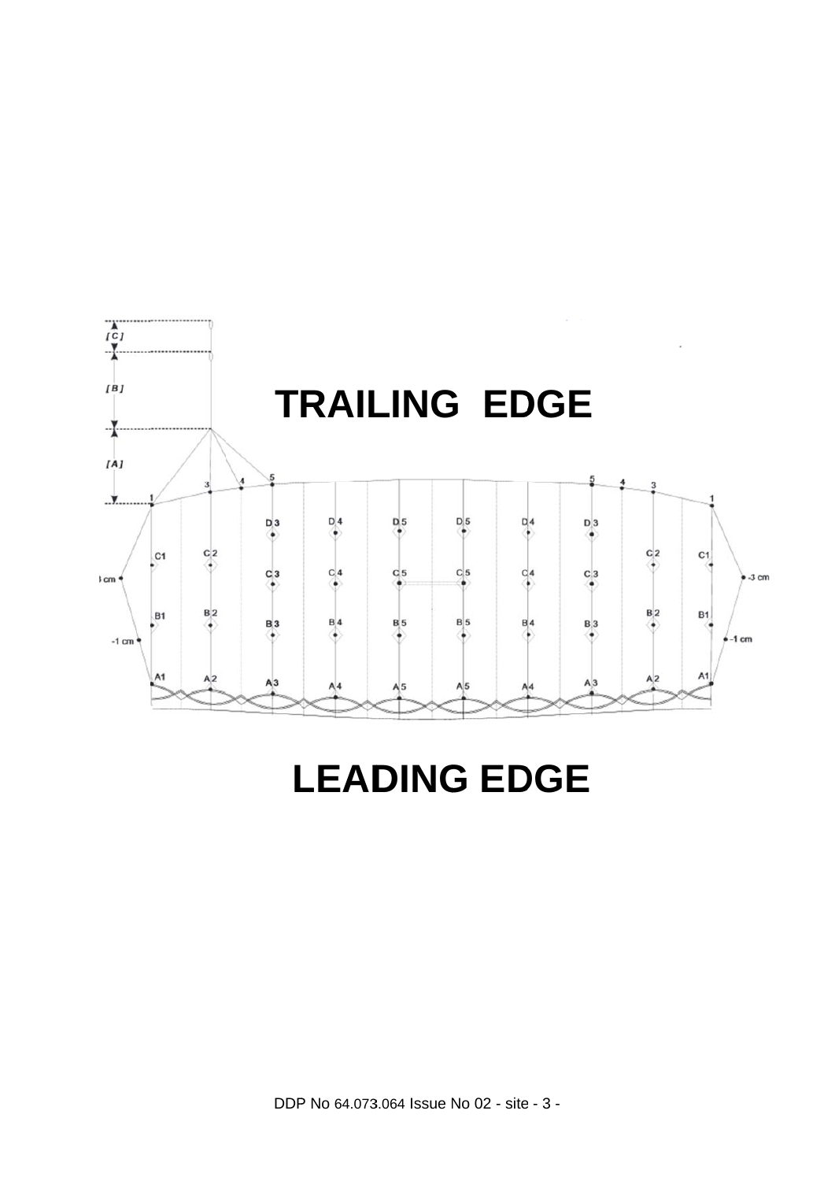# TRAILING EDGE

# LEADING EDGE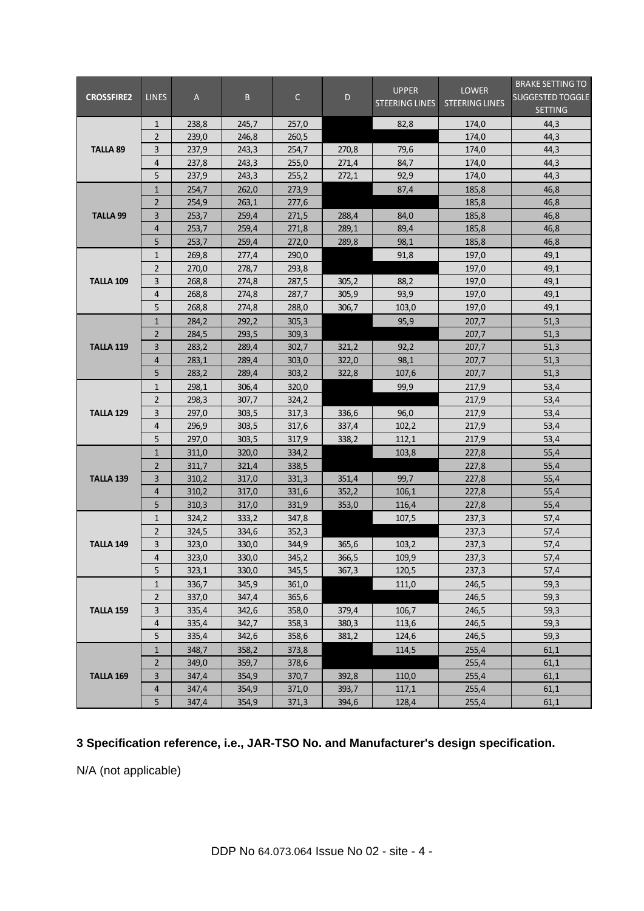| CROSSFIRE2 | LINES | A | B | C | D | UPPER STEERING LINES | LOWER STEERING LINES | BRAKE SETTING TO SUGGESTED TOGGLE SETTING |
|---|---|---|---|---|---|---|---|---|
| TALLA 89 | 1 | 238,8 | 245,7 | 257,0 | | 82,8 | 174,0 | 44,3 |
| | 2 | 239,0 | 246,8 | 260,5 | | | 174,0 | 44,3 |
| | 3 | 237,9 | 243,3 | 254,7 | 270,8 | 79,6 | 174,0 | 44,3 |
| | 4 | 237,8 | 243,3 | 255,0 | 271,4 | 84,7 | 174,0 | 44,3 |
| | 5 | 237,9 | 243,3 | 255,2 | 272,1 | 92,9 | 174,0 | 44,3 |
| TALLA 99 | 1 | 254,7 | 262,0 | 273,9 | | 87,4 | 185,8 | 46,8 |
| | 2 | 254,9 | 263,1 | 277,6 | | | 185,8 | 46,8 |
| | 3 | 253,7 | 259,4 | 271,5 | 288,4 | 84,0 | 185,8 | 46,8 |
| | 4 | 253,7 | 259,4 | 271,8 | 289,1 | 89,4 | 185,8 | 46,8 |
| | 5 | 253,7 | 259,4 | 272,0 | 289,8 | 98,1 | 185,8 | 46,8 |
| TALLA 109 | 1 | 269,8 | 277,4 | 290,0 | | 91,8 | 197,0 | 49,1 |
| | 2 | 270,0 | 278,7 | 293,8 | | | 197,0 | 49,1 |
| | 3 | 268,8 | 274,8 | 287,5 | 305,2 | 88,2 | 197,0 | 49,1 |
| | 4 | 268,8 | 274,8 | 287,7 | 305,9 | 93,9 | 197,0 | 49,1 |
| | 5 | 268,8 | 274,8 | 288,0 | 306,7 | 103,0 | 197,0 | 49,1 |
| TALLA 119 | 1 | 284,2 | 292,2 | 305,3 | | 95,9 | 207,7 | 51,3 |
| | 2 | 284,5 | 293,5 | 309,3 | | | 207,7 | 51,3 |
| | 3 | 283,2 | 289,4 | 302,7 | 321,2 | 92,2 | 207,7 | 51,3 |
| | 4 | 283,1 | 289,4 | 303,0 | 322,0 | 98,1 | 207,7 | 51,3 |
| | 5 | 283,2 | 289,4 | 303,2 | 322,8 | 107,6 | 207,7 | 51,3 |
| TALLA 129 | 1 | 298,1 | 306,4 | 320,0 | | 99,9 | 217,9 | 53,4 |
| | 2 | 298,3 | 307,7 | 324,2 | | | 217,9 | 53,4 |
| | 3 | 297,0 | 303,5 | 317,3 | 336,6 | 96,0 | 217,9 | 53,4 |
| | 4 | 296,9 | 303,5 | 317,6 | 337,4 | 102,2 | 217,9 | 53,4 |
| | 5 | 297,0 | 303,5 | 317,9 | 338,2 | 112,1 | 217,9 | 53,4 |
| TALLA 139 | 1 | 311,0 | 320,0 | 334,2 | | 103,8 | 227,8 | 55,4 |
| | 2 | 311,7 | 321,4 | 338,5 | | | 227,8 | 55,4 |
| | 3 | 310,2 | 317,0 | 331,3 | 351,4 | 99,7 | 227,8 | 55,4 |
| | 4 | 310,2 | 317,0 | 331,6 | 352,2 | 106,1 | 227,8 | 55,4 |
| | 5 | 310,3 | 317,0 | 331,9 | 353,0 | 116,4 | 227,8 | 55,4 |
| TALLA 149 | 1 | 324,2 | 333,2 | 347,8 | | 107,5 | 237,3 | 57,4 |
| | 2 | 324,5 | 334,6 | 352,3 | | | 237,3 | 57,4 |
| | 3 | 323,0 | 330,0 | 344,9 | 365,6 | 103,2 | 237,3 | 57,4 |
| | 4 | 323,0 | 330,0 | 345,2 | 366,5 | 109,9 | 237,3 | 57,4 |
| | 5 | 323,1 | 330,0 | 345,5 | 367,3 | 120,5 | 237,3 | 57,4 |
| TALLA 159 | 1 | 336,7 | 345,9 | 361,0 | | 111,0 | 246,5 | 59,3 |
| | 2 | 337,0 | 347,4 | 365,6 | | | 246,5 | 59,3 |
| | 3 | 335,4 | 342,6 | 358,0 | 379,4 | 106,7 | 246,5 | 59,3 |
| | 4 | 335,4 | 342,7 | 358,3 | 380,3 | 113,6 | 246,5 | 59,3 |
| | 5 | 335,4 | 342,6 | 358,6 | 381,2 | 124,6 | 246,5 | 59,3 |
| TALLA 169 | 1 | 348,7 | 358,2 | 373,8 | | 114,5 | 255,4 | 61,1 |
| | 2 | 349,0 | 359,7 | 378,6 | | | 255,4 | 61,1 |
| | 3 | 347,4 | 354,9 | 370,7 | 392,8 | 110,0 | 255,4 | 61,1 |
| | 4 | 347,4 | 354,9 | 371,0 | 393,7 | 117,1 | 255,4 | 61,1 |
| | 5 | 347,4 | 354,9 | 371,3 | 394,6 | 128,4 | 255,4 | 61,1 |

**3 Specification reference, i.e., JAR-TSO No. and Manufacturer's design specification.**

N/A (not applicable)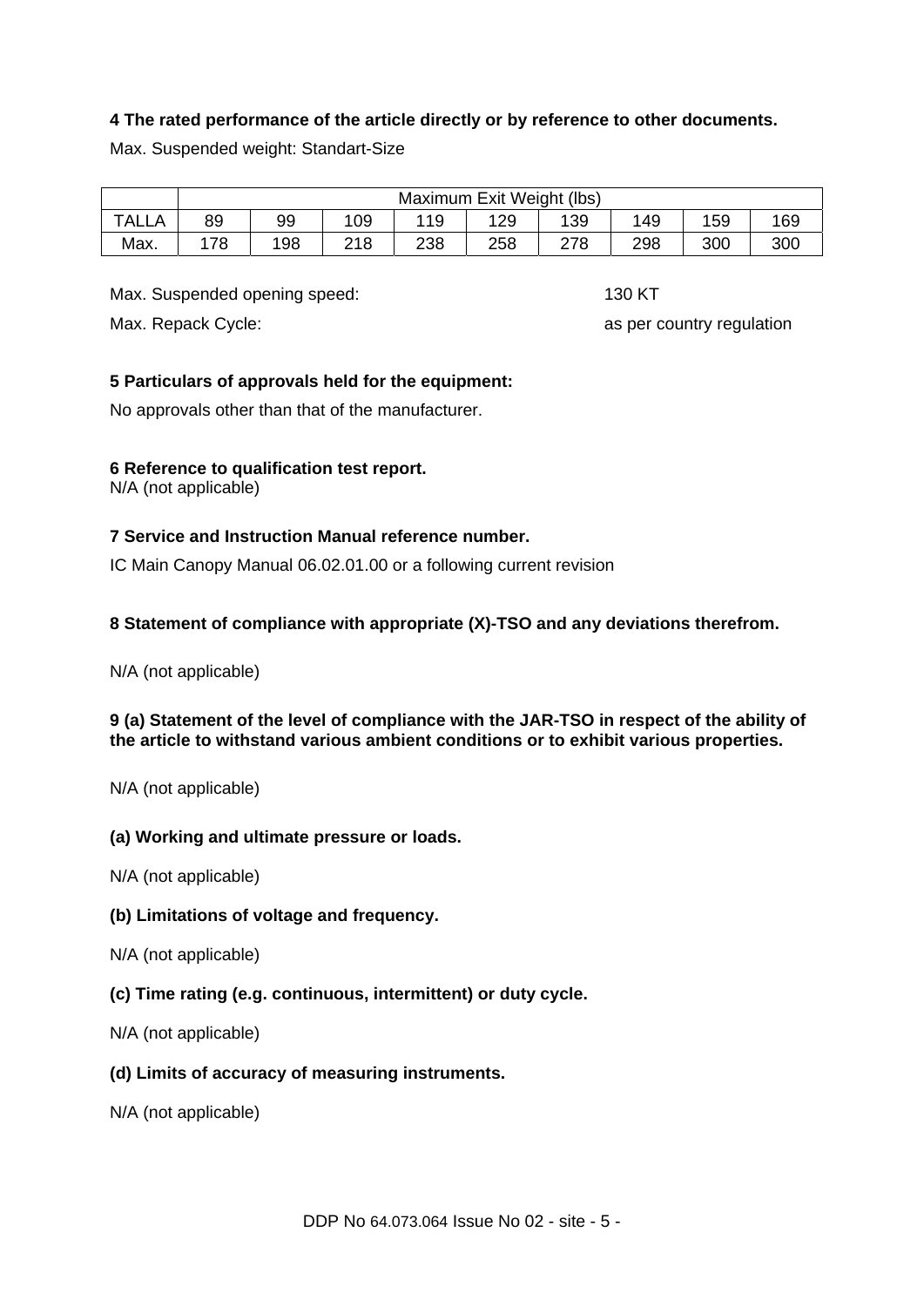**4 The rated performance of the article directly or by reference to other documents.**

Max. Suspended weight: Standart-Size

| | Maximum Exit Weight (lbs) | | | | | | | | |
|---|---|---|---|---|---|---|---|---|---|
| TALLA | 89 | 99 | 109 | 119 | 129 | 139 | 149 | 159 | 169 |
| Max. | 178 | 198 | 218 | 238 | 258 | 278 | 298 | 300 | 300 |

Max. Suspended opening speed: 130 KT

Max. Repack Cycle: as per country regulation

**5 Particulars of approvals held for the equipment:**

No approvals other than that of the manufacturer.

**6 Reference to qualification test report.**

N/A (not applicable)

**7 Service and Instruction Manual reference number.**

IC Main Canopy Manual 06.02.01.00 or a following current revision

**8 Statement of compliance with appropriate (X)-TSO and any deviations therefrom.**

N/A (not applicable)

**9 (a) Statement of the level of compliance with the JAR-TSO in respect of the ability of the article to withstand various ambient conditions or to exhibit various properties.**

N/A (not applicable)

**(a) Working and ultimate pressure or loads.**

N/A (not applicable)

**(b) Limitations of voltage and frequency.**

N/A (not applicable)

**(c) Time rating (e.g. continuous, intermittent) or duty cycle.**

N/A (not applicable)

**(d) Limits of accuracy of measuring instruments.**

N/A (not applicable)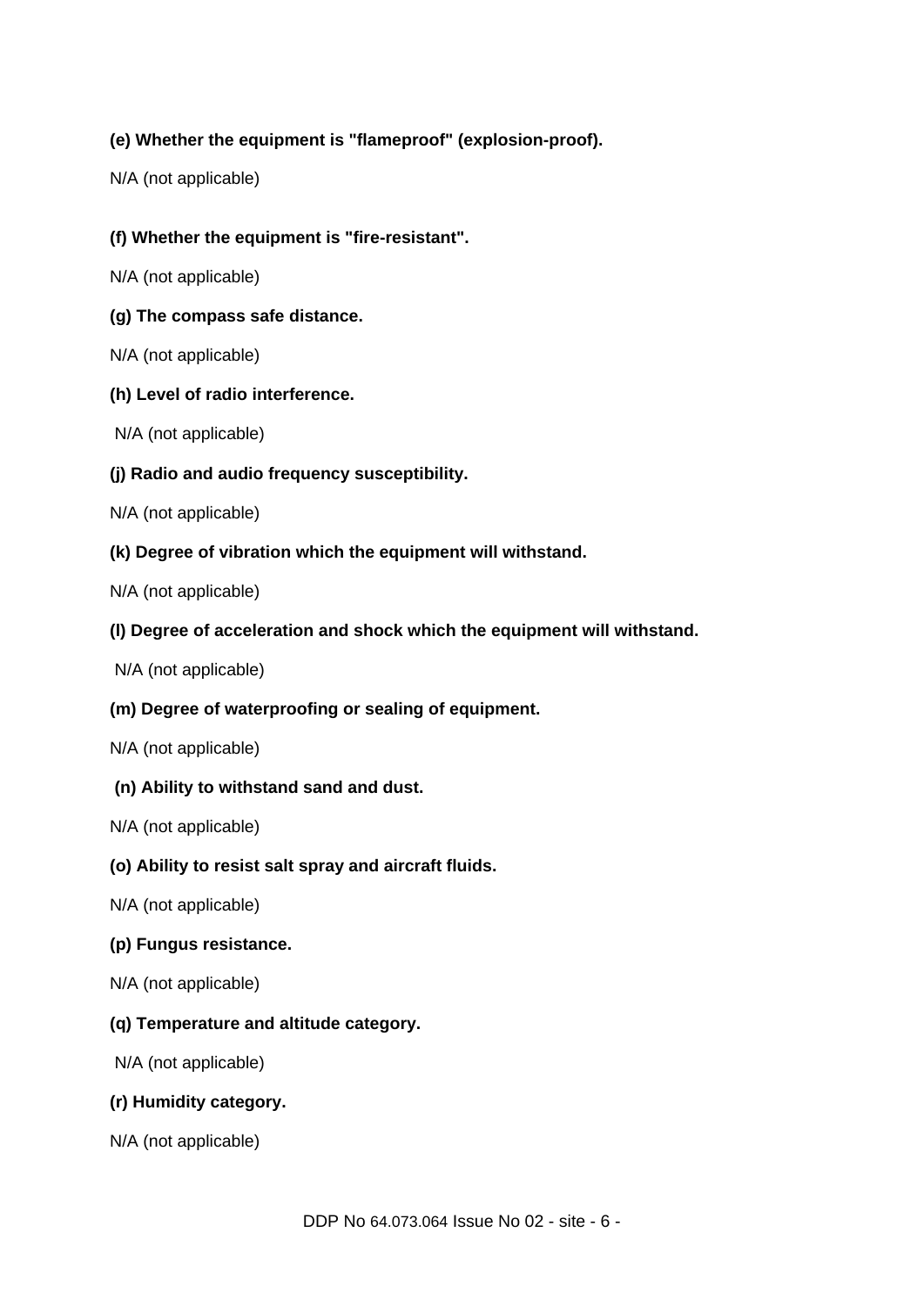**(e) Whether the equipment is "flameproof" (explosion-proof).**

N/A (not applicable)

**(f) Whether the equipment is "fire-resistant".**

N/A (not applicable)

**(g) The compass safe distance.**

N/A (not applicable)

**(h) Level of radio interference.**

N/A (not applicable)

**(j) Radio and audio frequency susceptibility.**

N/A (not applicable)

**(k) Degree of vibration which the equipment will withstand.**

N/A (not applicable)

**(l) Degree of acceleration and shock which the equipment will withstand.**

N/A (not applicable)

**(m) Degree of waterproofing or sealing of equipment.**

N/A (not applicable)

**(n) Ability to withstand sand and dust.**

N/A (not applicable)

**(o) Ability to resist salt spray and aircraft fluids.**

N/A (not applicable)

**(p) Fungus resistance.**

N/A (not applicable)

**(q) Temperature and altitude category.**

N/A (not applicable)

**(r) Humidity category.**

N/A (not applicable)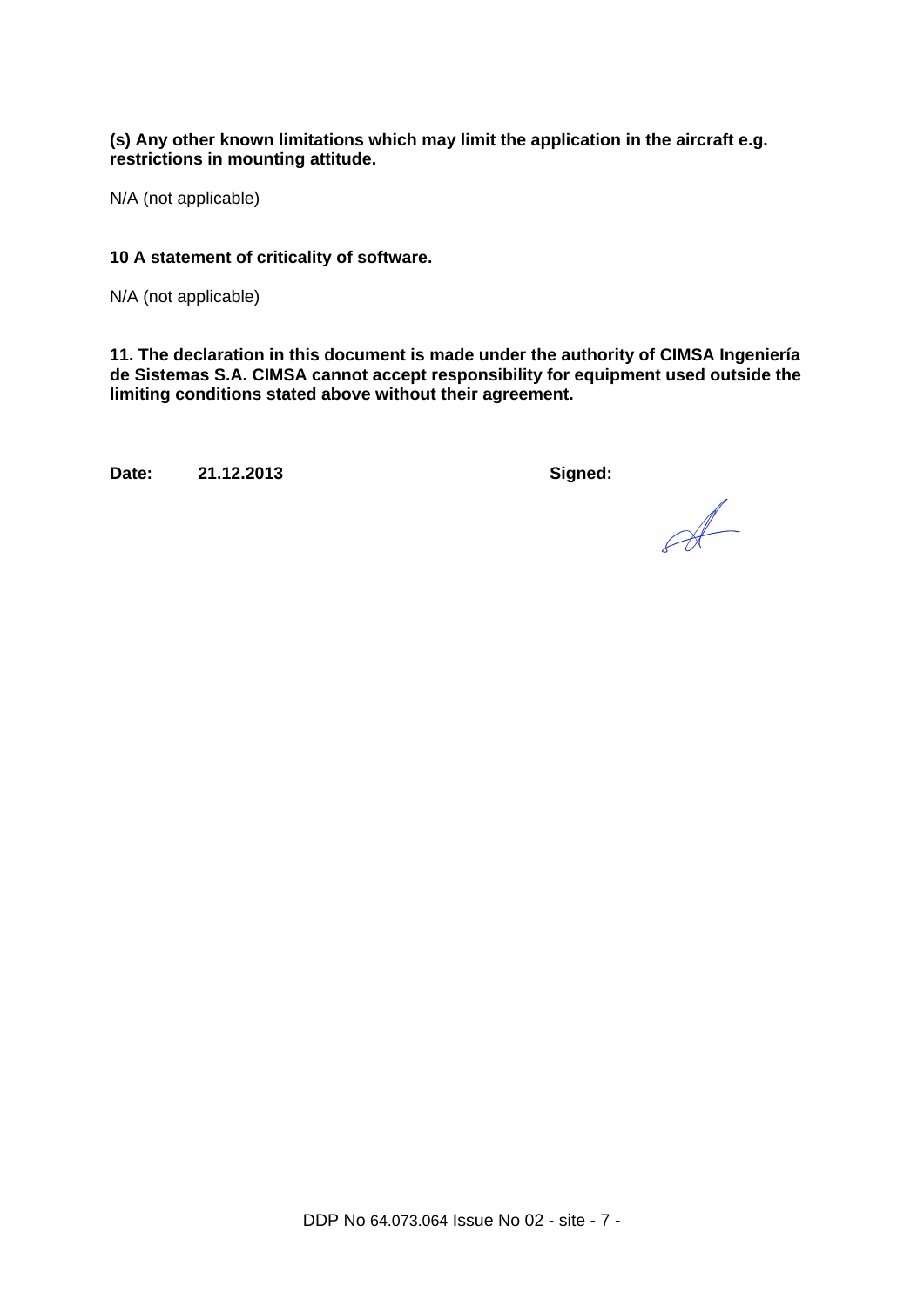**(s) Any other known limitations which may limit the application in the aircraft e.g. restrictions in mounting attitude.**

N/A (not applicable)

**10 A statement of criticality of software.**

N/A (not applicable)

**11. The declaration in this document is made under the authority of CIMSA Ingeniería de Sistemas S.A. CIMSA cannot accept responsibility for equipment used outside the limiting conditions stated above without their agreement.**

**Date:** **21.12.2013** **Signed:**